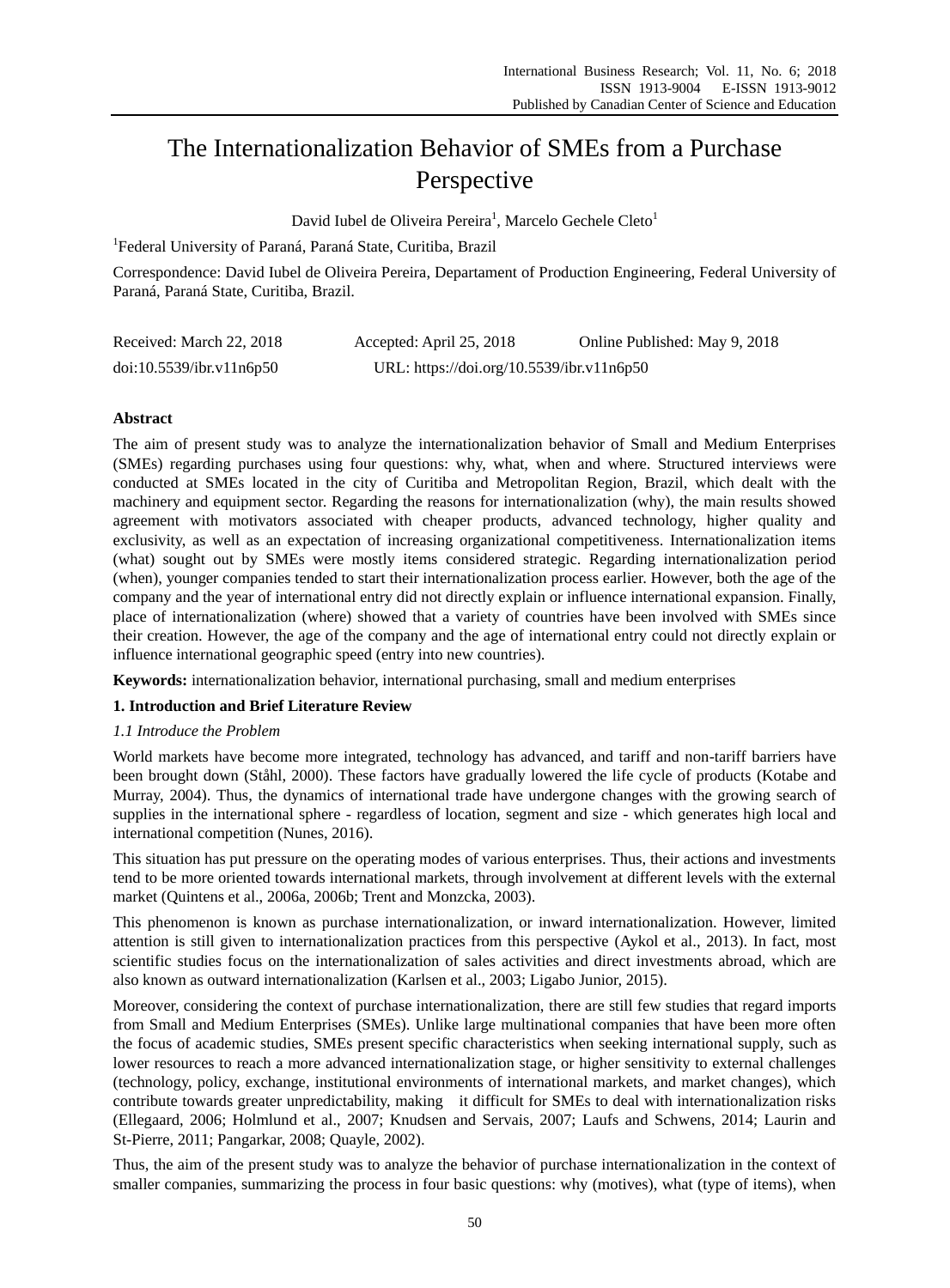# The Internationalization Behavior of SMEs from a Purchase Perspective

David Iubel de Oliveira Pereira[1], Marcelo Gechele Cleto[1]

[1]Federal University of Paraná, Paraná State, Curitiba, Brazil

Correspondence: David Iubel de Oliveira Pereira, Departament of Production Engineering, Federal University of Paraná, Paraná State, Curitiba, Brazil.

Received: March 22, 2018 Accepted: April 25, 2018 Online Published: May 9, 2018

doi:10.5539/ibr.v11n6p50 URL: https://doi.org/10.5539/ibr.v11n6p50

## Abstract

The aim of present study was to analyze the internationalization behavior of Small and Medium Enterprises (SMEs) regarding purchases using four questions: why, what, when and where. Structured interviews were conducted at SMEs located in the city of Curitiba and Metropolitan Region, Brazil, which dealt with the machinery and equipment sector. Regarding the reasons for internationalization (why), the main results showed agreement with motivators associated with cheaper products, advanced technology, higher quality and exclusivity, as well as an expectation of increasing organizational competitiveness. Internationalization items (what) sought out by SMEs were mostly items considered strategic. Regarding internationalization period (when), younger companies tended to start their internationalization process earlier. However, both the age of the company and the year of international entry did not directly explain or influence international expansion. Finally, place of internationalization (where) showed that a variety of countries have been involved with SMEs since their creation. However, the age of the company and the age of international entry could not directly explain or influence international geographic speed (entry into new countries).

**Keywords:** internationalization behavior, international purchasing, small and medium enterprises

## 1. Introduction and Brief Literature Review

### *1.1 Introduce the Problem*

World markets have become more integrated, technology has advanced, and tariff and non-tariff barriers have been brought down (Ståhl, 2000). These factors have gradually lowered the life cycle of products (Kotabe and Murray, 2004). Thus, the dynamics of international trade have undergone changes with the growing search of supplies in the international sphere - regardless of location, segment and size - which generates high local and international competition (Nunes, 2016).

This situation has put pressure on the operating modes of various enterprises. Thus, their actions and investments tend to be more oriented towards international markets, through involvement at different levels with the external market (Quintens et al., 2006a, 2006b; Trent and Monzcka, 2003).

This phenomenon is known as purchase internationalization, or inward internationalization. However, limited attention is still given to internationalization practices from this perspective (Aykol et al., 2013). In fact, most scientific studies focus on the internationalization of sales activities and direct investments abroad, which are also known as outward internationalization (Karlsen et al., 2003; Ligabo Junior, 2015).

Moreover, considering the context of purchase internationalization, there are still few studies that regard imports from Small and Medium Enterprises (SMEs). Unlike large multinational companies that have been more often the focus of academic studies, SMEs present specific characteristics when seeking international supply, such as lower resources to reach a more advanced internationalization stage, or higher sensitivity to external challenges (technology, policy, exchange, institutional environments of international markets, and market changes), which contribute towards greater unpredictability, making it difficult for SMEs to deal with internationalization risks (Ellegaard, 2006; Holmlund et al., 2007; Knudsen and Servais, 2007; Laufs and Schwens, 2014; Laurin and St-Pierre, 2011; Pangarkar, 2008; Quayle, 2002).

Thus, the aim of the present study was to analyze the behavior of purchase internationalization in the context of smaller companies, summarizing the process in four basic questions: why (motives), what (type of items), when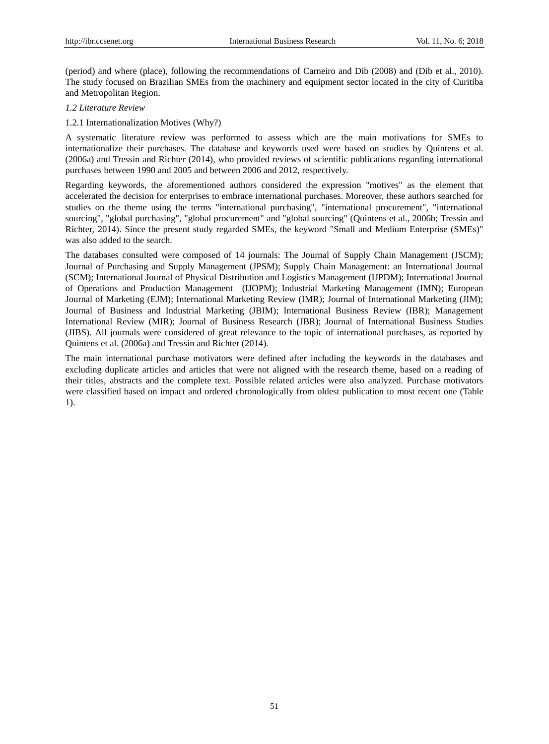(period) and where (place), following the recommendations of Carneiro and Dib (2008) and (Dib et al., 2010). The study focused on Brazilian SMEs from the machinery and equipment sector located in the city of Curitiba and Metropolitan Region.

### *1.2 Literature Review*

#### 1.2.1 Internationalization Motives (Why?)

A systematic literature review was performed to assess which are the main motivations for SMEs to internationalize their purchases. The database and keywords used were based on studies by Quintens et al. (2006a) and Tressin and Richter (2014), who provided reviews of scientific publications regarding international purchases between 1990 and 2005 and between 2006 and 2012, respectively.

Regarding keywords, the aforementioned authors considered the expression "motives" as the element that accelerated the decision for enterprises to embrace international purchases. Moreover, these authors searched for studies on the theme using the terms "international purchasing", "international procurement", "international sourcing", "global purchasing", "global procurement" and "global sourcing" (Quintens et al., 2006b; Tressin and Richter, 2014). Since the present study regarded SMEs, the keyword "Small and Medium Enterprise (SMEs)" was also added to the search.

The databases consulted were composed of 14 journals: The Journal of Supply Chain Management (JSCM); Journal of Purchasing and Supply Management (JPSM); Supply Chain Management: an International Journal (SCM); International Journal of Physical Distribution and Logistics Management (IJPDM); International Journal of Operations and Production Management (IJOPM); Industrial Marketing Management (IMN); European Journal of Marketing (EJM); International Marketing Review (IMR); Journal of International Marketing (JIM); Journal of Business and Industrial Marketing (JBIM); International Business Review (IBR); Management International Review (MIR); Journal of Business Research (JBR); Journal of International Business Studies (JIBS). All journals were considered of great relevance to the topic of international purchases, as reported by Quintens et al. (2006a) and Tressin and Richter (2014).

The main international purchase motivators were defined after including the keywords in the databases and excluding duplicate articles and articles that were not aligned with the research theme, based on a reading of their titles, abstracts and the complete text. Possible related articles were also analyzed. Purchase motivators were classified based on impact and ordered chronologically from oldest publication to most recent one (Table 1).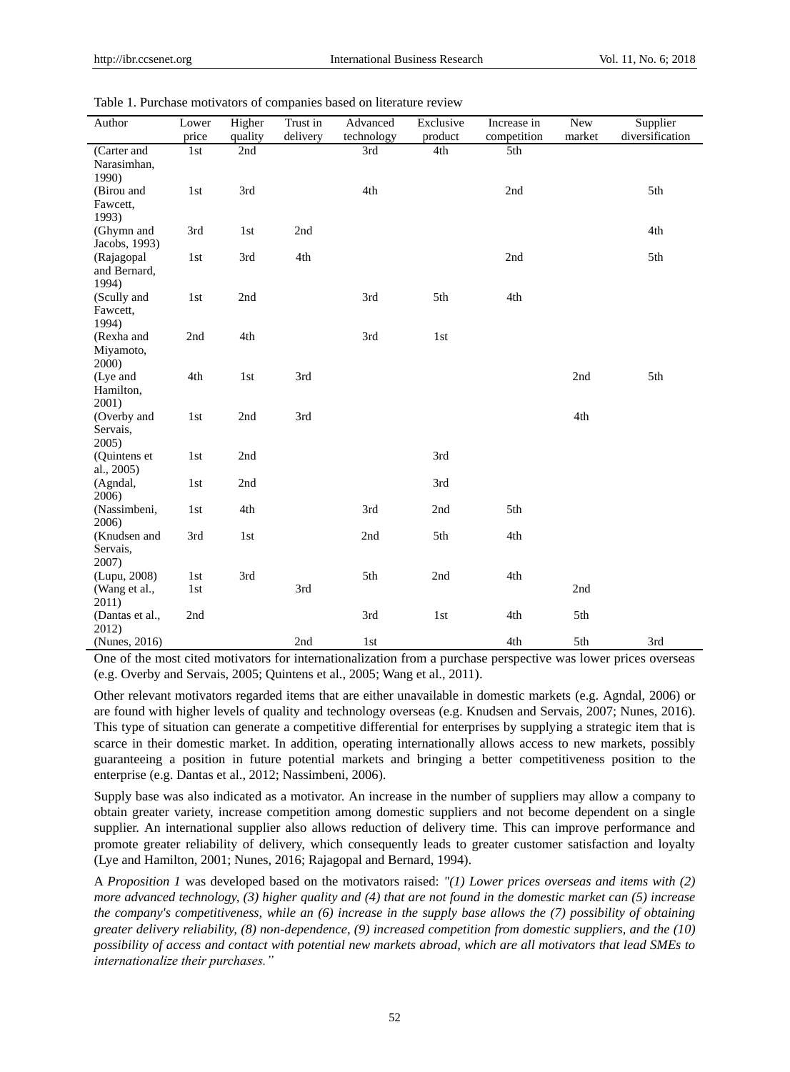Table 1. Purchase motivators of companies based on literature review

| Author | Lower price | Higher quality | Trust in delivery | Advanced technology | Exclusive product | Increase in competition | New market | Supplier diversification |
|---|---|---|---|---|---|---|---|---|
| (Carter and Narasimhan, 1990) | 1st | 2nd | | 3rd | 4th | 5th | | |
| (Birou and Fawcett, 1993) | 1st | 3rd | | 4th | | 2nd | | 5th |
| (Ghymn and Jacobs, 1993) | 3rd | 1st | 2nd | | | | | 4th |
| (Rajagopal and Bernard, 1994) | 1st | 3rd | 4th | | | 2nd | | 5th |
| (Scully and Fawcett, 1994) | 1st | 2nd | | 3rd | 5th | 4th | | |
| (Rexha and Miyamoto, 2000) | 2nd | 4th | | 3rd | 1st | | | |
| (Lye and Hamilton, 2001) | 4th | 1st | 3rd | | | | 2nd | 5th |
| (Overby and Servais, 2005) | 1st | 2nd | 3rd | | | | 4th | |
| (Quintens et al., 2005) | 1st | 2nd | | | 3rd | | | |
| (Agndal, 2006) | 1st | 2nd | | | 3rd | | | |
| (Nassimbeni, 2006) | 1st | 4th | | 3rd | 2nd | 5th | | |
| (Knudsen and Servais, 2007) | 3rd | 1st | | 2nd | 5th | 4th | | |
| (Lupu, 2008) | 1st | 3rd | | 5th | 2nd | 4th | | |
| (Wang et al., 2011) | 1st | | 3rd | | | | 2nd | |
| (Dantas et al., 2012) | 2nd | | | 3rd | 1st | 4th | 5th | |
| (Nunes, 2016) | | | 2nd | 1st | | 4th | 5th | 3rd |

One of the most cited motivators for internationalization from a purchase perspective was lower prices overseas (e.g. Overby and Servais, 2005; Quintens et al., 2005; Wang et al., 2011).

Other relevant motivators regarded items that are either unavailable in domestic markets (e.g. Agndal, 2006) or are found with higher levels of quality and technology overseas (e.g. Knudsen and Servais, 2007; Nunes, 2016). This type of situation can generate a competitive differential for enterprises by supplying a strategic item that is scarce in their domestic market. In addition, operating internationally allows access to new markets, possibly guaranteeing a position in future potential markets and bringing a better competitiveness position to the enterprise (e.g. Dantas et al., 2012; Nassimbeni, 2006).

Supply base was also indicated as a motivator. An increase in the number of suppliers may allow a company to obtain greater variety, increase competition among domestic suppliers and not become dependent on a single supplier. An international supplier also allows reduction of delivery time. This can improve performance and promote greater reliability of delivery, which consequently leads to greater customer satisfaction and loyalty (Lye and Hamilton, 2001; Nunes, 2016; Rajagopal and Bernard, 1994).

A *Proposition 1* was developed based on the motivators raised: *"(1) Lower prices overseas and items with (2) more advanced technology, (3) higher quality and (4) that are not found in the domestic market can (5) increase the company's competitiveness, while an (6) increase in the supply base allows the (7) possibility of obtaining greater delivery reliability, (8) non-dependence, (9) increased competition from domestic suppliers, and the (10) possibility of access and contact with potential new markets abroad, which are all motivators that lead SMEs to internationalize their purchases."*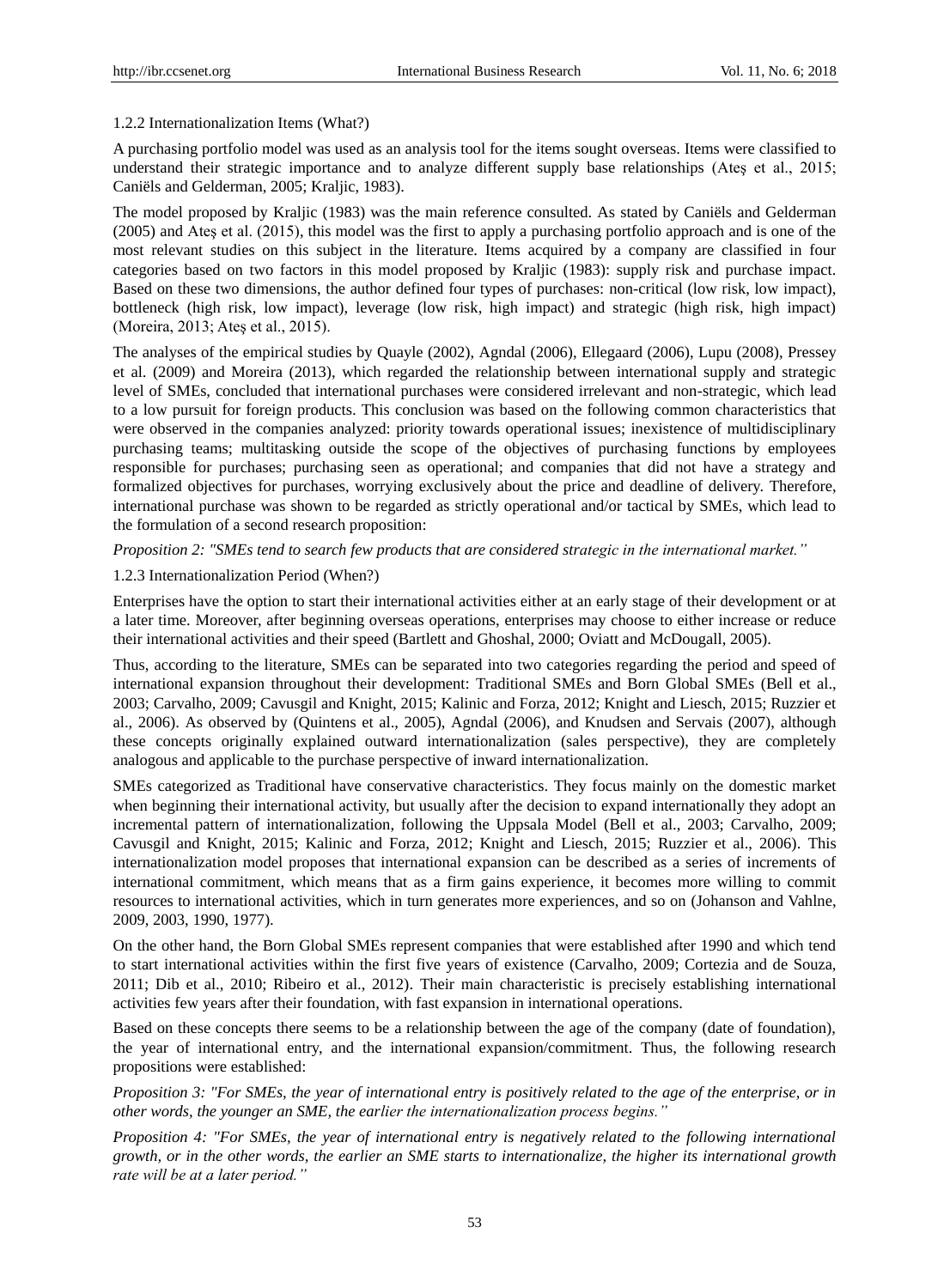#### 1.2.2 Internationalization Items (What?)

A purchasing portfolio model was used as an analysis tool for the items sought overseas. Items were classified to understand their strategic importance and to analyze different supply base relationships (Ateş et al., 2015; Caniëls and Gelderman, 2005; Kraljic, 1983).

The model proposed by Kraljic (1983) was the main reference consulted. As stated by Caniëls and Gelderman (2005) and Ateş et al. (2015), this model was the first to apply a purchasing portfolio approach and is one of the most relevant studies on this subject in the literature. Items acquired by a company are classified in four categories based on two factors in this model proposed by Kraljic (1983): supply risk and purchase impact. Based on these two dimensions, the author defined four types of purchases: non-critical (low risk, low impact), bottleneck (high risk, low impact), leverage (low risk, high impact) and strategic (high risk, high impact) (Moreira, 2013; Ateş et al., 2015).

The analyses of the empirical studies by Quayle (2002), Agndal (2006), Ellegaard (2006), Lupu (2008), Pressey et al. (2009) and Moreira (2013), which regarded the relationship between international supply and strategic level of SMEs, concluded that international purchases were considered irrelevant and non-strategic, which lead to a low pursuit for foreign products. This conclusion was based on the following common characteristics that were observed in the companies analyzed: priority towards operational issues; inexistence of multidisciplinary purchasing teams; multitasking outside the scope of the objectives of purchasing functions by employees responsible for purchases; purchasing seen as operational; and companies that did not have a strategy and formalized objectives for purchases, worrying exclusively about the price and deadline of delivery. Therefore, international purchase was shown to be regarded as strictly operational and/or tactical by SMEs, which lead to the formulation of a second research proposition:

*Proposition 2: "SMEs tend to search few products that are considered strategic in the international market."*

#### 1.2.3 Internationalization Period (When?)

Enterprises have the option to start their international activities either at an early stage of their development or at a later time. Moreover, after beginning overseas operations, enterprises may choose to either increase or reduce their international activities and their speed (Bartlett and Ghoshal, 2000; Oviatt and McDougall, 2005).

Thus, according to the literature, SMEs can be separated into two categories regarding the period and speed of international expansion throughout their development: Traditional SMEs and Born Global SMEs (Bell et al., 2003; Carvalho, 2009; Cavusgil and Knight, 2015; Kalinic and Forza, 2012; Knight and Liesch, 2015; Ruzzier et al., 2006). As observed by (Quintens et al., 2005), Agndal (2006), and Knudsen and Servais (2007), although these concepts originally explained outward internationalization (sales perspective), they are completely analogous and applicable to the purchase perspective of inward internationalization.

SMEs categorized as Traditional have conservative characteristics. They focus mainly on the domestic market when beginning their international activity, but usually after the decision to expand internationally they adopt an incremental pattern of internationalization, following the Uppsala Model (Bell et al., 2003; Carvalho, 2009; Cavusgil and Knight, 2015; Kalinic and Forza, 2012; Knight and Liesch, 2015; Ruzzier et al., 2006). This internationalization model proposes that international expansion can be described as a series of increments of international commitment, which means that as a firm gains experience, it becomes more willing to commit resources to international activities, which in turn generates more experiences, and so on (Johanson and Vahlne, 2009, 2003, 1990, 1977).

On the other hand, the Born Global SMEs represent companies that were established after 1990 and which tend to start international activities within the first five years of existence (Carvalho, 2009; Cortezia and de Souza, 2011; Dib et al., 2010; Ribeiro et al., 2012). Their main characteristic is precisely establishing international activities few years after their foundation, with fast expansion in international operations.

Based on these concepts there seems to be a relationship between the age of the company (date of foundation), the year of international entry, and the international expansion/commitment. Thus, the following research propositions were established:

*Proposition 3: "For SMEs, the year of international entry is positively related to the age of the enterprise, or in other words, the younger an SME, the earlier the internationalization process begins."*

*Proposition 4: "For SMEs, the year of international entry is negatively related to the following international growth, or in the other words, the earlier an SME starts to internationalize, the higher its international growth rate will be at a later period."*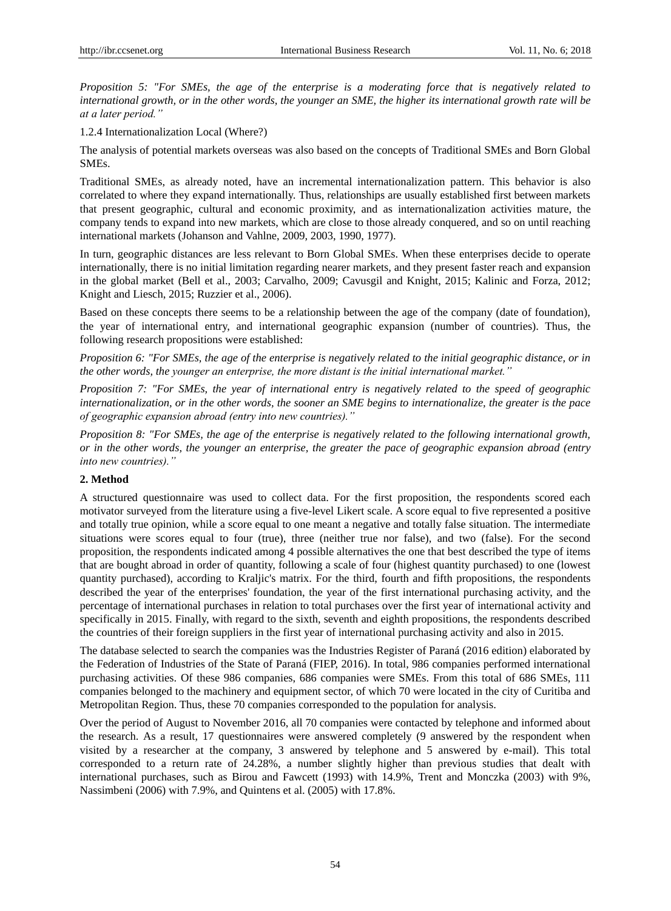*Proposition 5: "For SMEs, the age of the enterprise is a moderating force that is negatively related to international growth, or in the other words, the younger an SME, the higher its international growth rate will be at a later period."*

#### 1.2.4 Internationalization Local (Where?)

The analysis of potential markets overseas was also based on the concepts of Traditional SMEs and Born Global SMEs.

Traditional SMEs, as already noted, have an incremental internationalization pattern. This behavior is also correlated to where they expand internationally. Thus, relationships are usually established first between markets that present geographic, cultural and economic proximity, and as internationalization activities mature, the company tends to expand into new markets, which are close to those already conquered, and so on until reaching international markets (Johanson and Vahlne, 2009, 2003, 1990, 1977).

In turn, geographic distances are less relevant to Born Global SMEs. When these enterprises decide to operate internationally, there is no initial limitation regarding nearer markets, and they present faster reach and expansion in the global market (Bell et al., 2003; Carvalho, 2009; Cavusgil and Knight, 2015; Kalinic and Forza, 2012; Knight and Liesch, 2015; Ruzzier et al., 2006).

Based on these concepts there seems to be a relationship between the age of the company (date of foundation), the year of international entry, and international geographic expansion (number of countries). Thus, the following research propositions were established:

*Proposition 6: "For SMEs, the age of the enterprise is negatively related to the initial geographic distance, or in the other words, the younger an enterprise, the more distant is the initial international market."*

*Proposition 7: "For SMEs, the year of international entry is negatively related to the speed of geographic internationalization, or in the other words, the sooner an SME begins to internationalize, the greater is the pace of geographic expansion abroad (entry into new countries)."*

*Proposition 8: "For SMEs, the age of the enterprise is negatively related to the following international growth, or in the other words, the younger an enterprise, the greater the pace of geographic expansion abroad (entry into new countries)."*

## 2. Method

A structured questionnaire was used to collect data. For the first proposition, the respondents scored each motivator surveyed from the literature using a five-level Likert scale. A score equal to five represented a positive and totally true opinion, while a score equal to one meant a negative and totally false situation. The intermediate situations were scores equal to four (true), three (neither true nor false), and two (false). For the second proposition, the respondents indicated among 4 possible alternatives the one that best described the type of items that are bought abroad in order of quantity, following a scale of four (highest quantity purchased) to one (lowest quantity purchased), according to Kraljic's matrix. For the third, fourth and fifth propositions, the respondents described the year of the enterprises' foundation, the year of the first international purchasing activity, and the percentage of international purchases in relation to total purchases over the first year of international activity and specifically in 2015. Finally, with regard to the sixth, seventh and eighth propositions, the respondents described the countries of their foreign suppliers in the first year of international purchasing activity and also in 2015.

The database selected to search the companies was the Industries Register of Paraná (2016 edition) elaborated by the Federation of Industries of the State of Paraná (FIEP, 2016). In total, 986 companies performed international purchasing activities. Of these 986 companies, 686 companies were SMEs. From this total of 686 SMEs, 111 companies belonged to the machinery and equipment sector, of which 70 were located in the city of Curitiba and Metropolitan Region. Thus, these 70 companies corresponded to the population for analysis.

Over the period of August to November 2016, all 70 companies were contacted by telephone and informed about the research. As a result, 17 questionnaires were answered completely (9 answered by the respondent when visited by a researcher at the company, 3 answered by telephone and 5 answered by e-mail). This total corresponded to a return rate of 24.28%, a number slightly higher than previous studies that dealt with international purchases, such as Birou and Fawcett (1993) with 14.9%, Trent and Monczka (2003) with 9%, Nassimbeni (2006) with 7.9%, and Quintens et al. (2005) with 17.8%.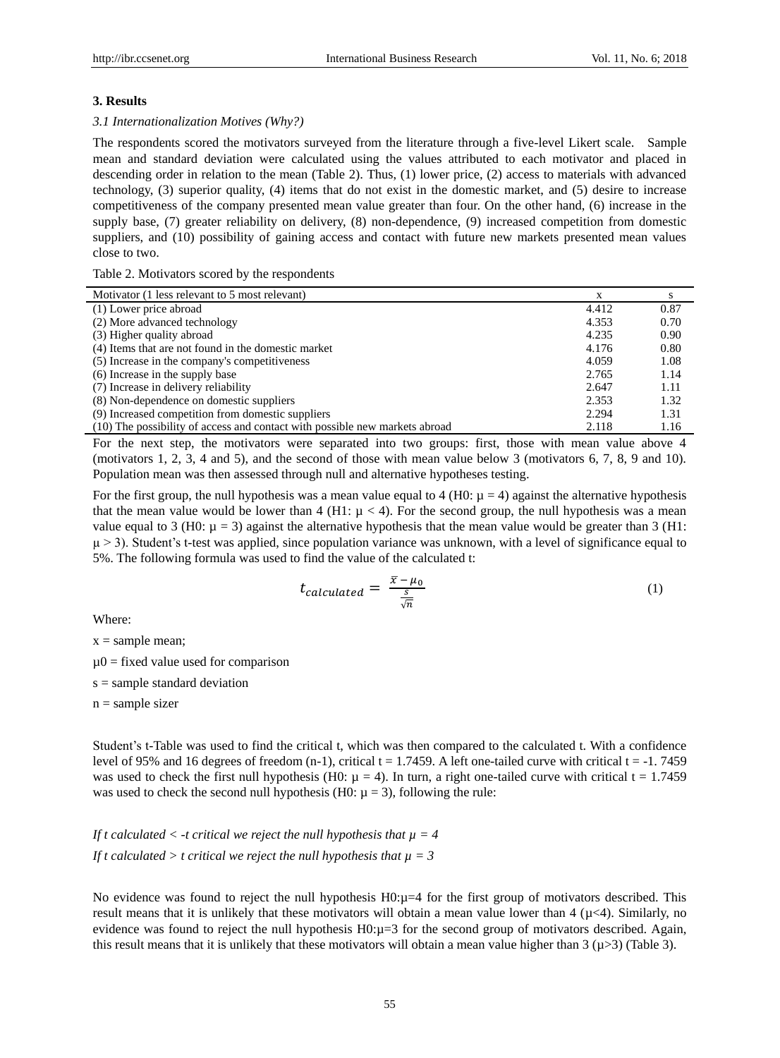## 3. Results

### *3.1 Internationalization Motives (Why?)*

The respondents scored the motivators surveyed from the literature through a five-level Likert scale. Sample mean and standard deviation were calculated using the values attributed to each motivator and placed in descending order in relation to the mean (Table 2). Thus, (1) lower price, (2) access to materials with advanced technology, (3) superior quality, (4) items that do not exist in the domestic market, and (5) desire to increase competitiveness of the company presented mean value greater than four. On the other hand, (6) increase in the supply base, (7) greater reliability on delivery, (8) non-dependence, (9) increased competition from domestic suppliers, and (10) possibility of gaining access and contact with future new markets presented mean values close to two.

Table 2. Motivators scored by the respondents

| Motivator (1 less relevant to 5 most relevant) | x | s |
|---|---|---|
| (1) Lower price abroad | 4.412 | 0.87 |
| (2) More advanced technology | 4.353 | 0.70 |
| (3) Higher quality abroad | 4.235 | 0.90 |
| (4) Items that are not found in the domestic market | 4.176 | 0.80 |
| (5) Increase in the company's competitiveness | 4.059 | 1.08 |
| (6) Increase in the supply base | 2.765 | 1.14 |
| (7) Increase in delivery reliability | 2.647 | 1.11 |
| (8) Non-dependence on domestic suppliers | 2.353 | 1.32 |
| (9) Increased competition from domestic suppliers | 2.294 | 1.31 |
| (10) The possibility of access and contact with possible new markets abroad | 2.118 | 1.16 |

For the next step, the motivators were separated into two groups: first, those with mean value above 4 (motivators 1, 2, 3, 4 and 5), and the second of those with mean value below 3 (motivators 6, 7, 8, 9 and 10). Population mean was then assessed through null and alternative hypotheses testing.

For the first group, the null hypothesis was a mean value equal to 4 (H0: $\mu = 4$) against the alternative hypothesis that the mean value would be lower than 4 (H1: $\mu < 4$). For the second group, the null hypothesis was a mean value equal to 3 (H0: $\mu = 3$) against the alternative hypothesis that the mean value would be greater than 3 (H1: $\mu > 3$). Student's t-test was applied, since population variance was unknown, with a level of significance equal to 5%. The following formula was used to find the value of the calculated t:

$$t_{calculated} = \frac{\bar{x} - \mu_0}{\frac{s}{\sqrt{n}}} \tag{1}$$

Where:

x = sample mean;

$\mu 0$ = fixed value used for comparison

s = sample standard deviation

n = sample sizer

Student's t-Table was used to find the critical t, which was then compared to the calculated t. With a confidence level of 95% and 16 degrees of freedom (n-1), critical t = 1.7459. A left one-tailed curve with critical t = -1. 7459 was used to check the first null hypothesis (H0: $\mu = 4$). In turn, a right one-tailed curve with critical t = 1.7459 was used to check the second null hypothesis (H0: $\mu = 3$), following the rule:

*If t calculated < -t critical we reject the null hypothesis that $\mu = 4$*

*If t calculated > t critical we reject the null hypothesis that $\mu = 3$*

No evidence was found to reject the null hypothesis H0:$\mu$=4 for the first group of motivators described. This result means that it is unlikely that these motivators will obtain a mean value lower than 4 ($\mu$<4). Similarly, no evidence was found to reject the null hypothesis H0:$\mu$=3 for the second group of motivators described. Again, this result means that it is unlikely that these motivators will obtain a mean value higher than 3 ($\mu$>3) (Table 3).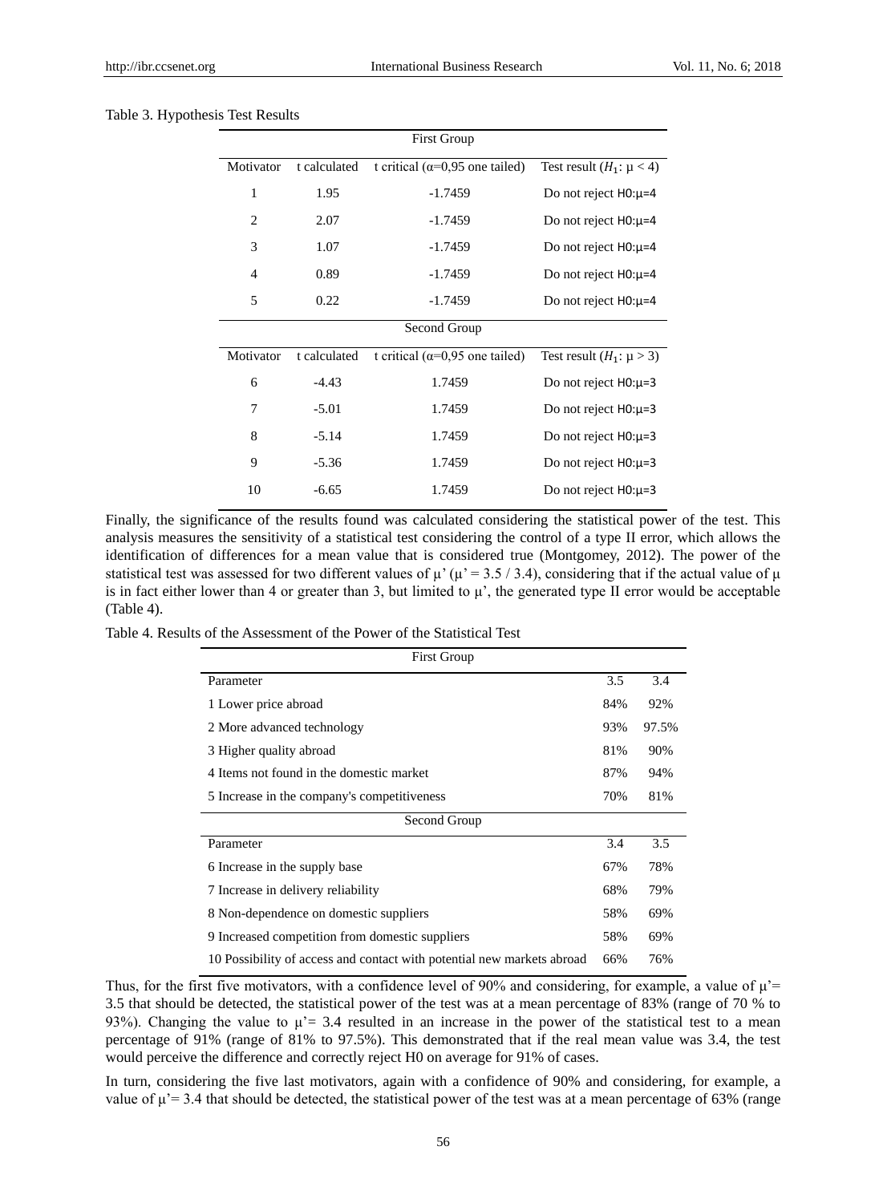Table 3. Hypothesis Test Results

| First Group | | | |
|---|---|---|---|
| Motivator | t calculated | t critical (α=0,95 one tailed) | Test result ($H_1$: μ < 4) |
| 1 | 1.95 | -1.7459 | Do not reject H0:μ=4 |
| 2 | 2.07 | -1.7459 | Do not reject H0:μ=4 |
| 3 | 1.07 | -1.7459 | Do not reject H0:μ=4 |
| 4 | 0.89 | -1.7459 | Do not reject H0:μ=4 |
| 5 | 0.22 | -1.7459 | Do not reject H0:μ=4 |
| **Second Group** | | | |
| Motivator | t calculated | t critical (α=0,95 one tailed) | Test result ($H_1$: μ > 3) |
| 6 | -4.43 | 1.7459 | Do not reject H0:μ=3 |
| 7 | -5.01 | 1.7459 | Do not reject H0:μ=3 |
| 8 | -5.14 | 1.7459 | Do not reject H0:μ=3 |
| 9 | -5.36 | 1.7459 | Do not reject H0:μ=3 |
| 10 | -6.65 | 1.7459 | Do not reject H0:μ=3 |

Finally, the significance of the results found was calculated considering the statistical power of the test. This analysis measures the sensitivity of a statistical test considering the control of a type II error, which allows the identification of differences for a mean value that is considered true (Montgomey, 2012). The power of the statistical test was assessed for two different values of μ' (μ' = 3.5 / 3.4), considering that if the actual value of μ is in fact either lower than 4 or greater than 3, but limited to μ', the generated type II error would be acceptable (Table 4).

Table 4. Results of the Assessment of the Power of the Statistical Test

| First Group | | |
|---|---|---|
| Parameter | 3.5 | 3.4 |
| 1 Lower price abroad | 84% | 92% |
| 2 More advanced technology | 93% | 97.5% |
| 3 Higher quality abroad | 81% | 90% |
| 4 Items not found in the domestic market | 87% | 94% |
| 5 Increase in the company's competitiveness | 70% | 81% |
| **Second Group** | | |
| Parameter | 3.4 | 3.5 |
| 6 Increase in the supply base | 67% | 78% |
| 7 Increase in delivery reliability | 68% | 79% |
| 8 Non-dependence on domestic suppliers | 58% | 69% |
| 9 Increased competition from domestic suppliers | 58% | 69% |
| 10 Possibility of access and contact with potential new markets abroad | 66% | 76% |

Thus, for the first five motivators, with a confidence level of 90% and considering, for example, a value of μ'= 3.5 that should be detected, the statistical power of the test was at a mean percentage of 83% (range of 70 % to 93%). Changing the value to μ'= 3.4 resulted in an increase in the power of the statistical test to a mean percentage of 91% (range of 81% to 97.5%). This demonstrated that if the real mean value was 3.4, the test would perceive the difference and correctly reject H0 on average for 91% of cases.

In turn, considering the five last motivators, again with a confidence of 90% and considering, for example, a value of μ'= 3.4 that should be detected, the statistical power of the test was at a mean percentage of 63% (range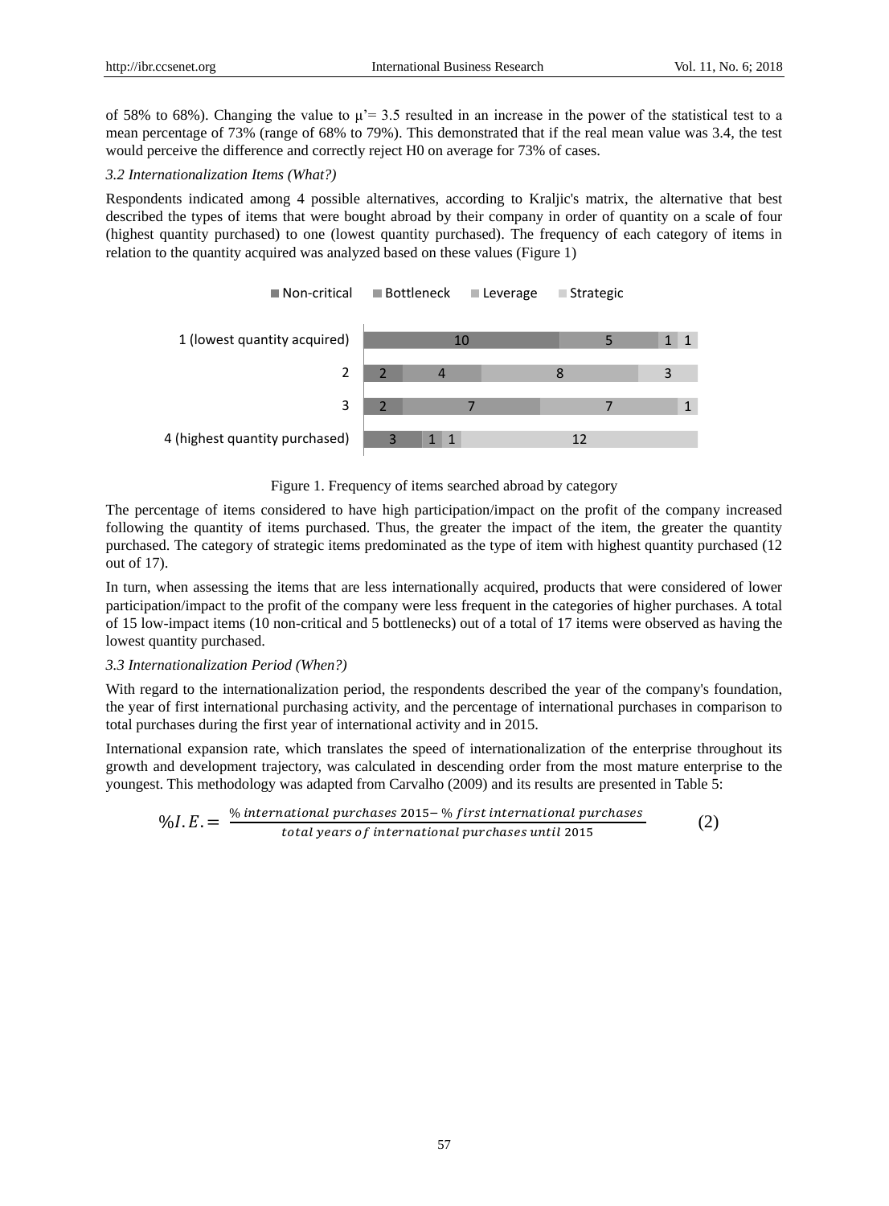of 58% to 68%). Changing the value to μ'= 3.5 resulted in an increase in the power of the statistical test to a mean percentage of 73% (range of 68% to 79%). This demonstrated that if the real mean value was 3.4, the test would perceive the difference and correctly reject H0 on average for 73% of cases.

### *3.2 Internationalization Items (What?)*

Respondents indicated among 4 possible alternatives, according to Kraljic's matrix, the alternative that best described the types of items that were bought abroad by their company in order of quantity on a scale of four (highest quantity purchased) to one (lowest quantity purchased). The frequency of each category of items in relation to the quantity acquired was analyzed based on these values (Figure 1)

| | Non-critical | Bottleneck | Leverage | Strategic |
|---|---|---|---|---|
| 1 (lowest quantity acquired) | 10 | 5 | 1 | 1 |
| 2 | 2 | 4 | 8 | 3 |
| 3 | 2 | 7 | 7 | 1 |
| 4 (highest quantity purchased) | 3 | 1 | 1 | 12 |

Figure 1. Frequency of items searched abroad by category

The percentage of items considered to have high participation/impact on the profit of the company increased following the quantity of items purchased. Thus, the greater the impact of the item, the greater the quantity purchased. The category of strategic items predominated as the type of item with highest quantity purchased (12 out of 17).

In turn, when assessing the items that are less internationally acquired, products that were considered of lower participation/impact to the profit of the company were less frequent in the categories of higher purchases. A total of 15 low-impact items (10 non-critical and 5 bottlenecks) out of a total of 17 items were observed as having the lowest quantity purchased.

### *3.3 Internationalization Period (When?)*

With regard to the internationalization period, the respondents described the year of the company's foundation, the year of first international purchasing activity, and the percentage of international purchases in comparison to total purchases during the first year of international activity and in 2015.

International expansion rate, which translates the speed of internationalization of the enterprise throughout its growth and development trajectory, was calculated in descending order from the most mature enterprise to the youngest. This methodology was adapted from Carvalho (2009) and its results are presented in Table 5:

$$\%I.E. = \frac{\%\, international\ purchases\ 2015 - \%\, first\ international\ purchases}{total\ years\ of\ international\ purchases\ until\ 2015} \qquad (2)$$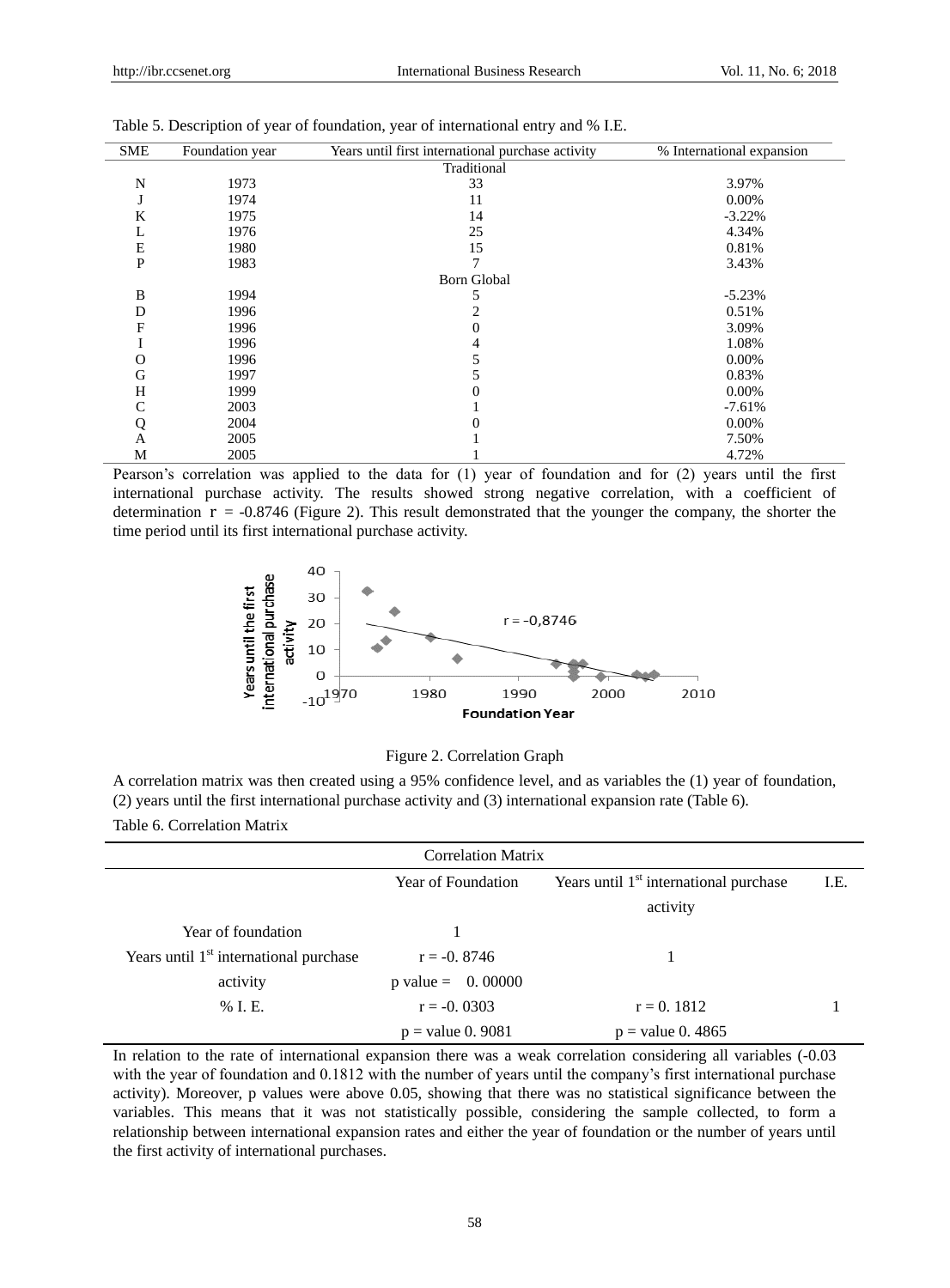Table 5. Description of year of foundation, year of international entry and % I.E.

| SME | Foundation year | Years until first international purchase activity | % International expansion |
|---|---|---|---|
| | | Traditional | |
| N | 1973 | 33 | 3.97% |
| J | 1974 | 11 | 0.00% |
| K | 1975 | 14 | -3.22% |
| L | 1976 | 25 | 4.34% |
| E | 1980 | 15 | 0.81% |
| P | 1983 | 7 | 3.43% |
| | | Born Global | |
| B | 1994 | 5 | -5.23% |
| D | 1996 | 2 | 0.51% |
| F | 1996 | 0 | 3.09% |
| I | 1996 | 4 | 1.08% |
| O | 1996 | 5 | 0.00% |
| G | 1997 | 5 | 0.83% |
| H | 1999 | 0 | 0.00% |
| C | 2003 | 1 | -7.61% |
| Q | 2004 | 0 | 0.00% |
| A | 2005 | 1 | 7.50% |
| M | 2005 | 1 | 4.72% |

Pearson's correlation was applied to the data for (1) year of foundation and for (2) years until the first international purchase activity. The results showed strong negative correlation, with a coefficient of determination $r = -0.8746$ (Figure 2). This result demonstrated that the younger the company, the shorter the time period until its first international purchase activity.

Figure 2. Correlation Graph

A correlation matrix was then created using a 95% confidence level, and as variables the (1) year of foundation, (2) years until the first international purchase activity and (3) international expansion rate (Table 6).

Table 6. Correlation Matrix

| Correlation Matrix | | | |
|---|---|---|---|
| | Year of Foundation | Years until 1st international purchase activity | I.E. |
| Year of foundation | 1 | | |
| Years until 1st international purchase activity | r = -0. 8746<br>p value = 0. 00000 | 1 | |
| % I. E. | r = -0. 0303<br>p = value 0. 9081 | r = 0. 1812<br>p = value 0. 4865 | 1 |

In relation to the rate of international expansion there was a weak correlation considering all variables (-0.03 with the year of foundation and 0.1812 with the number of years until the company's first international purchase activity). Moreover, p values were above 0.05, showing that there was no statistical significance between the variables. This means that it was not statistically possible, considering the sample collected, to form a relationship between international expansion rates and either the year of foundation or the number of years until the first activity of international purchases.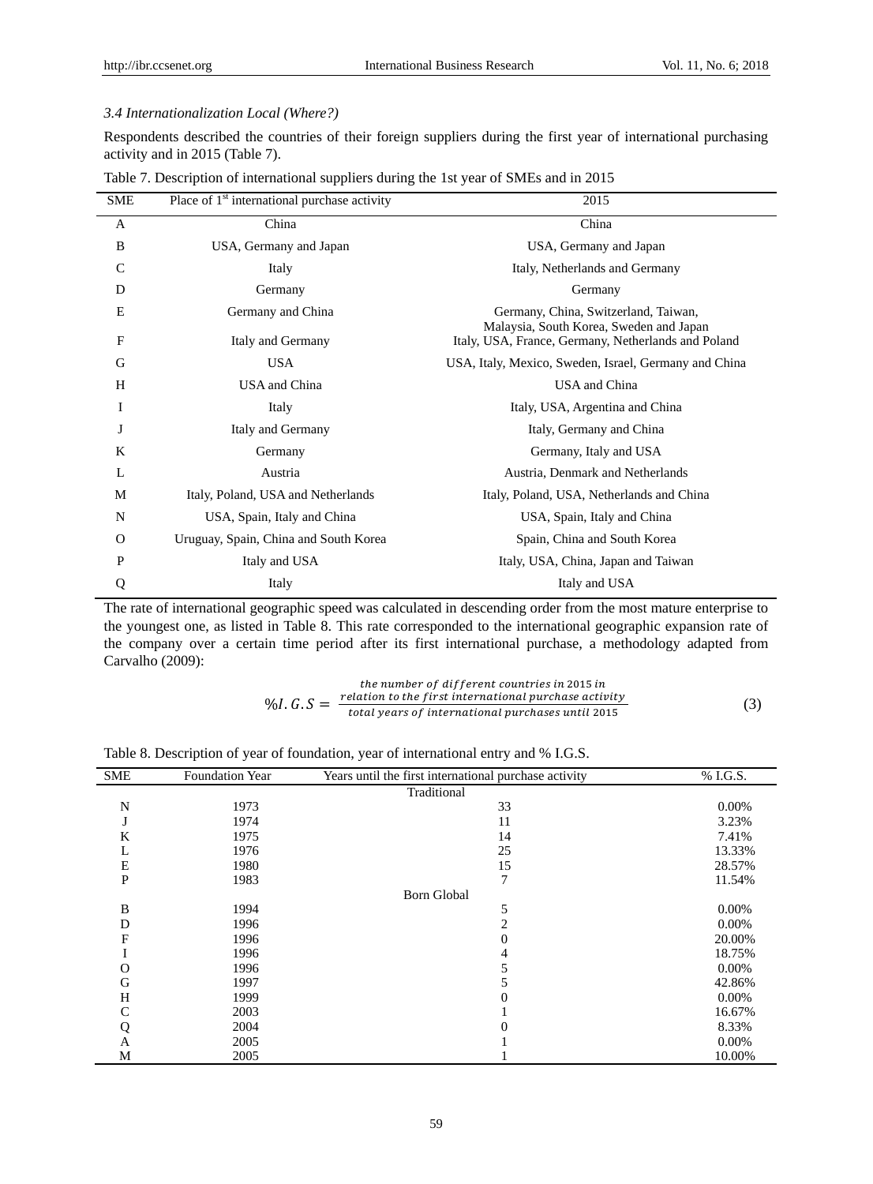*3.4 Internationalization Local (Where?)*

Respondents described the countries of their foreign suppliers during the first year of international purchasing activity and in 2015 (Table 7).

Table 7. Description of international suppliers during the 1st year of SMEs and in 2015

| SME | Place of 1st international purchase activity | 2015 |
|---|---|---|
| A | China | China |
| B | USA, Germany and Japan | USA, Germany and Japan |
| C | Italy | Italy, Netherlands and Germany |
| D | Germany | Germany |
| E | Germany and China | Germany, China, Switzerland, Taiwan, Malaysia, South Korea, Sweden and Japan |
| F | Italy and Germany | Italy, USA, France, Germany, Netherlands and Poland |
| G | USA | USA, Italy, Mexico, Sweden, Israel, Germany and China |
| H | USA and China | USA and China |
| I | Italy | Italy, USA, Argentina and China |
| J | Italy and Germany | Italy, Germany and China |
| K | Germany | Germany, Italy and USA |
| L | Austria | Austria, Denmark and Netherlands |
| M | Italy, Poland, USA and Netherlands | Italy, Poland, USA, Netherlands and China |
| N | USA, Spain, Italy and China | USA, Spain, Italy and China |
| O | Uruguay, Spain, China and South Korea | Spain, China and South Korea |
| P | Italy and USA | Italy, USA, China, Japan and Taiwan |
| Q | Italy | Italy and USA |

The rate of international geographic speed was calculated in descending order from the most mature enterprise to the youngest one, as listed in Table 8. This rate corresponded to the international geographic expansion rate of the company over a certain time period after its first international purchase, a methodology adapted from Carvalho (2009):

$$\%I.G.S = \frac{\text{the number of different countries in 2015 in relation to the first international purchase activity}}{\text{total years of international purchases until 2015}} \quad (3)$$

Table 8. Description of year of foundation, year of international entry and % I.G.S.

| SME | Foundation Year | Years until the first international purchase activity | % I.G.S. |
|---|---|---|---|
| | | Traditional | |
| N | 1973 | 33 | 0.00% |
| J | 1974 | 11 | 3.23% |
| K | 1975 | 14 | 7.41% |
| L | 1976 | 25 | 13.33% |
| E | 1980 | 15 | 28.57% |
| P | 1983 | 7 | 11.54% |
| | | Born Global | |
| B | 1994 | 5 | 0.00% |
| D | 1996 | 2 | 0.00% |
| F | 1996 | 0 | 20.00% |
| I | 1996 | 4 | 18.75% |
| O | 1996 | 5 | 0.00% |
| G | 1997 | 5 | 42.86% |
| H | 1999 | 0 | 0.00% |
| C | 2003 | 1 | 16.67% |
| Q | 2004 | 0 | 8.33% |
| A | 2005 | 1 | 0.00% |
| M | 2005 | 1 | 10.00% |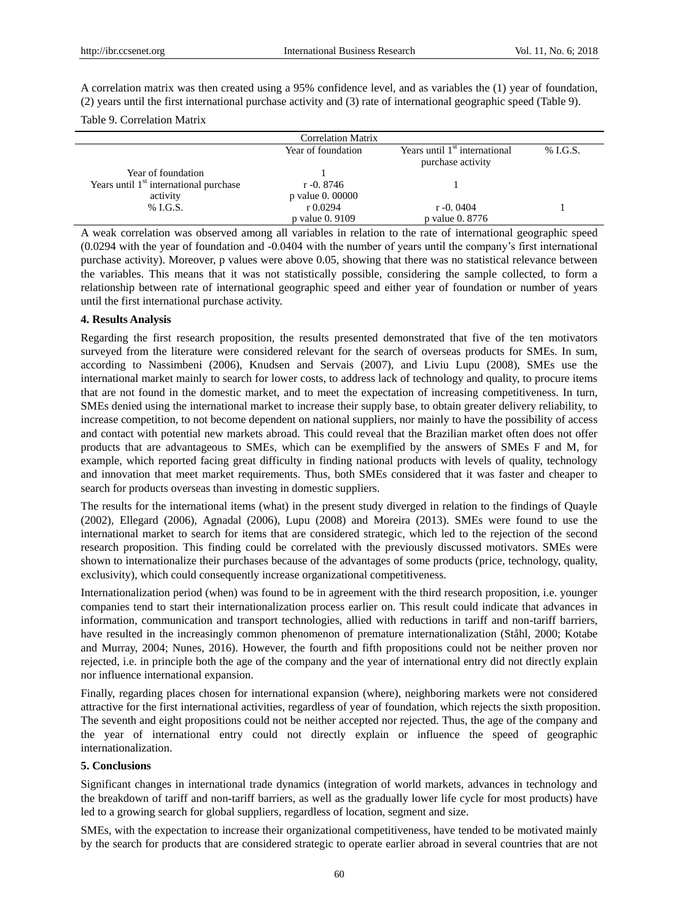A correlation matrix was then created using a 95% confidence level, and as variables the (1) year of foundation, (2) years until the first international purchase activity and (3) rate of international geographic speed (Table 9).

Table 9. Correlation Matrix

| Correlation Matrix | | | |
|---|---|---|---|
| | Year of foundation | Years until 1st international purchase activity | % I.G.S. |
| Year of foundation | 1 | | |
| Years until 1st international purchase activity | r -0. 8746<br>p value 0. 00000 | 1 | |
| % I.G.S. | r 0.0294<br>p value 0. 9109 | r -0. 0404<br>p value 0. 8776 | 1 |

A weak correlation was observed among all variables in relation to the rate of international geographic speed (0.0294 with the year of foundation and -0.0404 with the number of years until the company's first international purchase activity). Moreover, p values were above 0.05, showing that there was no statistical relevance between the variables. This means that it was not statistically possible, considering the sample collected, to form a relationship between rate of international geographic speed and either year of foundation or number of years until the first international purchase activity.

## 4. Results Analysis

Regarding the first research proposition, the results presented demonstrated that five of the ten motivators surveyed from the literature were considered relevant for the search of overseas products for SMEs. In sum, according to Nassimbeni (2006), Knudsen and Servais (2007), and Liviu Lupu (2008), SMEs use the international market mainly to search for lower costs, to address lack of technology and quality, to procure items that are not found in the domestic market, and to meet the expectation of increasing competitiveness. In turn, SMEs denied using the international market to increase their supply base, to obtain greater delivery reliability, to increase competition, to not become dependent on national suppliers, nor mainly to have the possibility of access and contact with potential new markets abroad. This could reveal that the Brazilian market often does not offer products that are advantageous to SMEs, which can be exemplified by the answers of SMEs F and M, for example, which reported facing great difficulty in finding national products with levels of quality, technology and innovation that meet market requirements. Thus, both SMEs considered that it was faster and cheaper to search for products overseas than investing in domestic suppliers.

The results for the international items (what) in the present study diverged in relation to the findings of Quayle (2002), Ellegard (2006), Agnadal (2006), Lupu (2008) and Moreira (2013). SMEs were found to use the international market to search for items that are considered strategic, which led to the rejection of the second research proposition. This finding could be correlated with the previously discussed motivators. SMEs were shown to internationalize their purchases because of the advantages of some products (price, technology, quality, exclusivity), which could consequently increase organizational competitiveness.

Internationalization period (when) was found to be in agreement with the third research proposition, i.e. younger companies tend to start their internationalization process earlier on. This result could indicate that advances in information, communication and transport technologies, allied with reductions in tariff and non-tariff barriers, have resulted in the increasingly common phenomenon of premature internationalization (Ståhl, 2000; Kotabe and Murray, 2004; Nunes, 2016). However, the fourth and fifth propositions could not be neither proven nor rejected, i.e. in principle both the age of the company and the year of international entry did not directly explain nor influence international expansion.

Finally, regarding places chosen for international expansion (where), neighboring markets were not considered attractive for the first international activities, regardless of year of foundation, which rejects the sixth proposition. The seventh and eight propositions could not be neither accepted nor rejected. Thus, the age of the company and the year of international entry could not directly explain or influence the speed of geographic internationalization.

## 5. Conclusions

Significant changes in international trade dynamics (integration of world markets, advances in technology and the breakdown of tariff and non-tariff barriers, as well as the gradually lower life cycle for most products) have led to a growing search for global suppliers, regardless of location, segment and size.

SMEs, with the expectation to increase their organizational competitiveness, have tended to be motivated mainly by the search for products that are considered strategic to operate earlier abroad in several countries that are not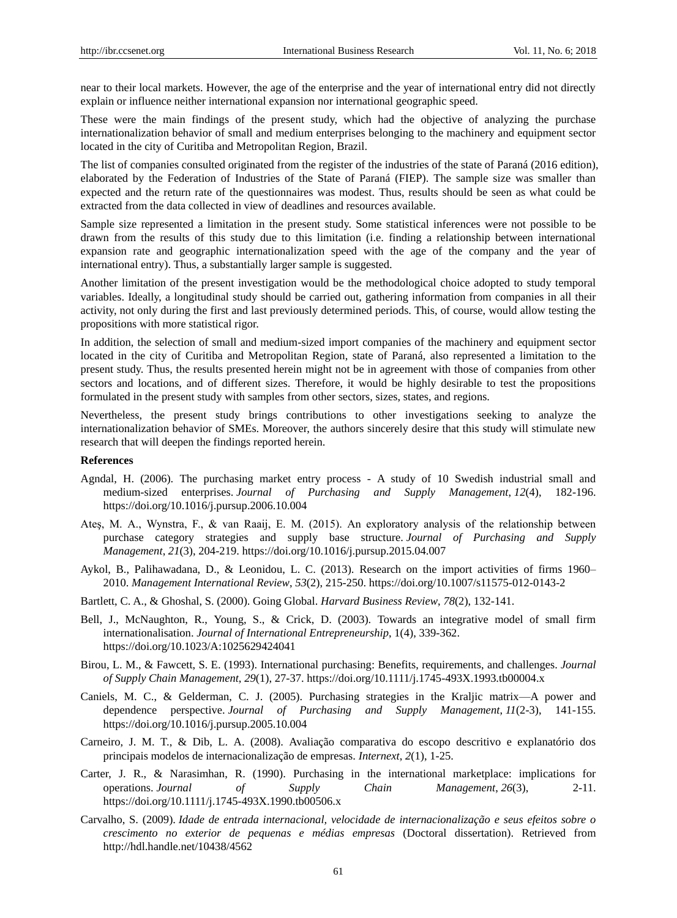near to their local markets. However, the age of the enterprise and the year of international entry did not directly explain or influence neither international expansion nor international geographic speed.

These were the main findings of the present study, which had the objective of analyzing the purchase internationalization behavior of small and medium enterprises belonging to the machinery and equipment sector located in the city of Curitiba and Metropolitan Region, Brazil.

The list of companies consulted originated from the register of the industries of the state of Paraná (2016 edition), elaborated by the Federation of Industries of the State of Paraná (FIEP). The sample size was smaller than expected and the return rate of the questionnaires was modest. Thus, results should be seen as what could be extracted from the data collected in view of deadlines and resources available.

Sample size represented a limitation in the present study. Some statistical inferences were not possible to be drawn from the results of this study due to this limitation (i.e. finding a relationship between international expansion rate and geographic internationalization speed with the age of the company and the year of international entry). Thus, a substantially larger sample is suggested.

Another limitation of the present investigation would be the methodological choice adopted to study temporal variables. Ideally, a longitudinal study should be carried out, gathering information from companies in all their activity, not only during the first and last previously determined periods. This, of course, would allow testing the propositions with more statistical rigor.

In addition, the selection of small and medium-sized import companies of the machinery and equipment sector located in the city of Curitiba and Metropolitan Region, state of Paraná, also represented a limitation to the present study. Thus, the results presented herein might not be in agreement with those of companies from other sectors and locations, and of different sizes. Therefore, it would be highly desirable to test the propositions formulated in the present study with samples from other sectors, sizes, states, and regions.

Nevertheless, the present study brings contributions to other investigations seeking to analyze the internationalization behavior of SMEs. Moreover, the authors sincerely desire that this study will stimulate new research that will deepen the findings reported herein.

**References**

Agndal, H. (2006). The purchasing market entry process - A study of 10 Swedish industrial small and medium-sized enterprises. *Journal of Purchasing and Supply Management*, *12*(4), 182-196. https://doi.org/10.1016/j.pursup.2006.10.004

Ateş, M. A., Wynstra, F., & van Raaij, E. M. (2015). An exploratory analysis of the relationship between purchase category strategies and supply base structure. *Journal of Purchasing and Supply Management*, *21*(3), 204-219. https://doi.org/10.1016/j.pursup.2015.04.007

Aykol, B., Palihawadana, D., & Leonidou, L. C. (2013). Research on the import activities of firms 1960–2010. *Management International Review*, *53*(2), 215-250. https://doi.org/10.1007/s11575-012-0143-2

Bartlett, C. A., & Ghoshal, S. (2000). Going Global. *Harvard Business Review*, *78*(2), 132-141.

Bell, J., McNaughton, R., Young, S., & Crick, D. (2003). Towards an integrative model of small firm internationalisation. *Journal of International Entrepreneurship*, 1(4), 339-362. https://doi.org/10.1023/A:1025629424041

Birou, L. M., & Fawcett, S. E. (1993). International purchasing: Benefits, requirements, and challenges. *Journal of Supply Chain Management*, *29*(1), 27-37. https://doi.org/10.1111/j.1745-493X.1993.tb00004.x

Caniels, M. C., & Gelderman, C. J. (2005). Purchasing strategies in the Kraljic matrix—A power and dependence perspective. *Journal of Purchasing and Supply Management*, *11*(2-3), 141-155. https://doi.org/10.1016/j.pursup.2005.10.004

Carneiro, J. M. T., & Dib, L. A. (2008). Avaliação comparativa do escopo descritivo e explanatório dos principais modelos de internacionalização de empresas. *Internext*, *2*(1), 1-25.

Carter, J. R., & Narasimhan, R. (1990). Purchasing in the international marketplace: implications for operations. *Journal of Supply Chain Management*, *26*(3), 2-11. https://doi.org/10.1111/j.1745-493X.1990.tb00506.x

Carvalho, S. (2009). *Idade de entrada internacional, velocidade de internacionalização e seus efeitos sobre o crescimento no exterior de pequenas e médias empresas* (Doctoral dissertation). Retrieved from http://hdl.handle.net/10438/4562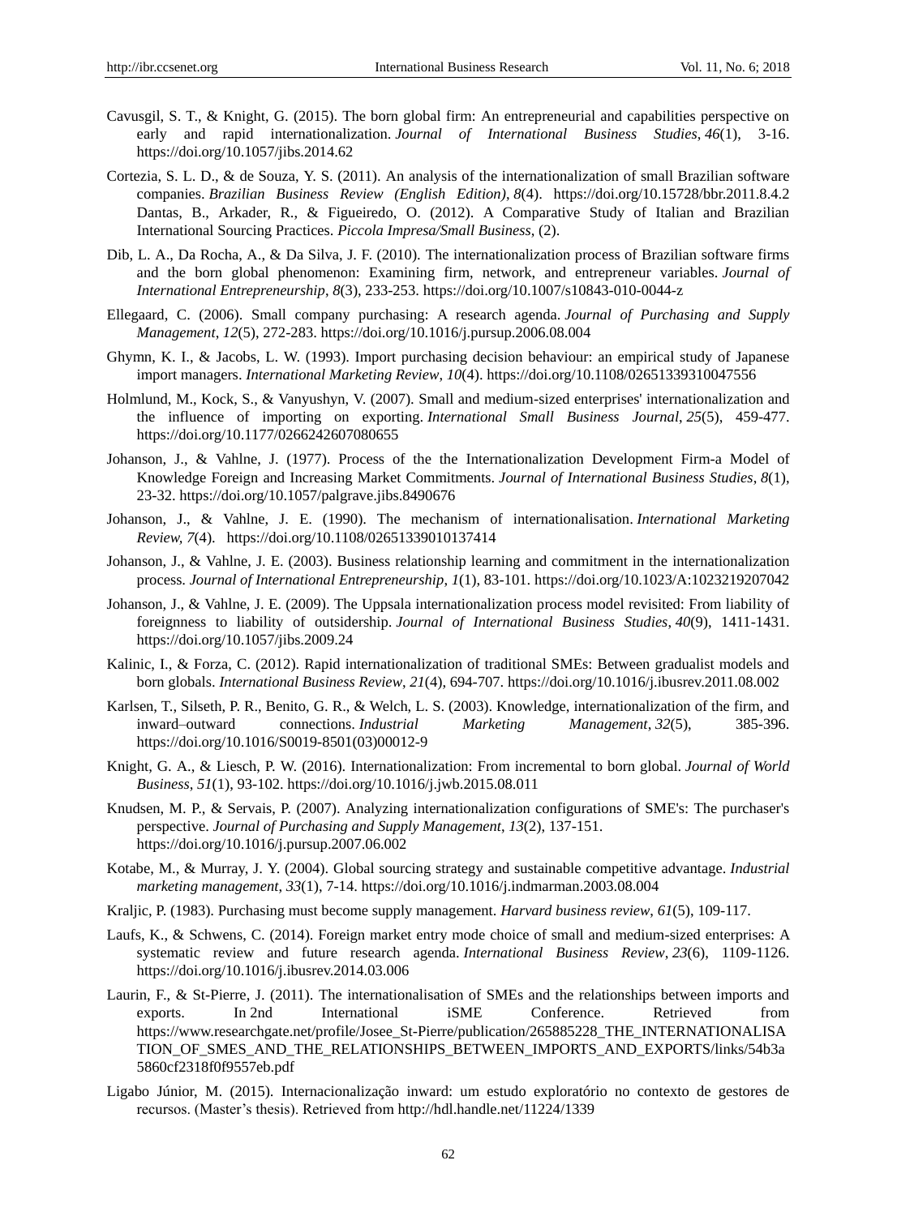Cavusgil, S. T., & Knight, G. (2015). The born global firm: An entrepreneurial and capabilities perspective on early and rapid internationalization. *Journal of International Business Studies*, *46*(1), 3-16. https://doi.org/10.1057/jibs.2014.62

Cortezia, S. L. D., & de Souza, Y. S. (2011). An analysis of the internationalization of small Brazilian software companies. *Brazilian Business Review (English Edition)*, *8*(4). https://doi.org/10.15728/bbr.2011.8.4.2 Dantas, B., Arkader, R., & Figueiredo, O. (2012). A Comparative Study of Italian and Brazilian International Sourcing Practices. *Piccola Impresa/Small Business*, (2).

Dib, L. A., Da Rocha, A., & Da Silva, J. F. (2010). The internationalization process of Brazilian software firms and the born global phenomenon: Examining firm, network, and entrepreneur variables. *Journal of International Entrepreneurship*, *8*(3), 233-253. https://doi.org/10.1007/s10843-010-0044-z

Ellegaard, C. (2006). Small company purchasing: A research agenda. *Journal of Purchasing and Supply Management*, *12*(5), 272-283. https://doi.org/10.1016/j.pursup.2006.08.004

Ghymn, K. I., & Jacobs, L. W. (1993). Import purchasing decision behaviour: an empirical study of Japanese import managers. *International Marketing Review*, *10*(4). https://doi.org/10.1108/02651339310047556

Holmlund, M., Kock, S., & Vanyushyn, V. (2007). Small and medium-sized enterprises' internationalization and the influence of importing on exporting. *International Small Business Journal*, *25*(5), 459-477. https://doi.org/10.1177/0266242607080655

Johanson, J., & Vahlne, J. (1977). Process of the the Internationalization Development Firm-a Model of Knowledge Foreign and Increasing Market Commitments. *Journal of International Business Studies*, *8*(1), 23-32. https://doi.org/10.1057/palgrave.jibs.8490676

Johanson, J., & Vahlne, J. E. (1990). The mechanism of internationalisation. *International Marketing Review*, *7*(4). https://doi.org/10.1108/02651339010137414

Johanson, J., & Vahlne, J. E. (2003). Business relationship learning and commitment in the internationalization process. *Journal of International Entrepreneurship*, *1*(1), 83-101. https://doi.org/10.1023/A:1023219207042

Johanson, J., & Vahlne, J. E. (2009). The Uppsala internationalization process model revisited: From liability of foreignness to liability of outsidership. *Journal of International Business Studies*, *40*(9), 1411-1431. https://doi.org/10.1057/jibs.2009.24

Kalinic, I., & Forza, C. (2012). Rapid internationalization of traditional SMEs: Between gradualist models and born globals. *International Business Review*, *21*(4), 694-707. https://doi.org/10.1016/j.ibusrev.2011.08.002

Karlsen, T., Silseth, P. R., Benito, G. R., & Welch, L. S. (2003). Knowledge, internationalization of the firm, and inward–outward connections. *Industrial Marketing Management*, *32*(5), 385-396. https://doi.org/10.1016/S0019-8501(03)00012-9

Knight, G. A., & Liesch, P. W. (2016). Internationalization: From incremental to born global. *Journal of World Business*, *51*(1), 93-102. https://doi.org/10.1016/j.jwb.2015.08.011

Knudsen, M. P., & Servais, P. (2007). Analyzing internationalization configurations of SME's: The purchaser's perspective. *Journal of Purchasing and Supply Management*, *13*(2), 137-151. https://doi.org/10.1016/j.pursup.2007.06.002

Kotabe, M., & Murray, J. Y. (2004). Global sourcing strategy and sustainable competitive advantage. *Industrial marketing management*, *33*(1), 7-14. https://doi.org/10.1016/j.indmarman.2003.08.004

Kraljic, P. (1983). Purchasing must become supply management. *Harvard business review*, *61*(5), 109-117.

Laufs, K., & Schwens, C. (2014). Foreign market entry mode choice of small and medium-sized enterprises: A systematic review and future research agenda. *International Business Review*, *23*(6), 1109-1126. https://doi.org/10.1016/j.ibusrev.2014.03.006

Laurin, F., & St-Pierre, J. (2011). The internationalisation of SMEs and the relationships between imports and exports. In 2nd International iSME Conference. Retrieved from https://www.researchgate.net/profile/Josee_St-Pierre/publication/265885228_THE_INTERNATIONALISATION_OF_SMES_AND_THE_RELATIONSHIPS_BETWEEN_IMPORTS_AND_EXPORTS/links/54b3a5860cf2318f0f9557eb.pdf

Ligabo Júnior, M. (2015). Internacionalização inward: um estudo exploratório no contexto de gestores de recursos. (Master's thesis). Retrieved from http://hdl.handle.net/11224/1339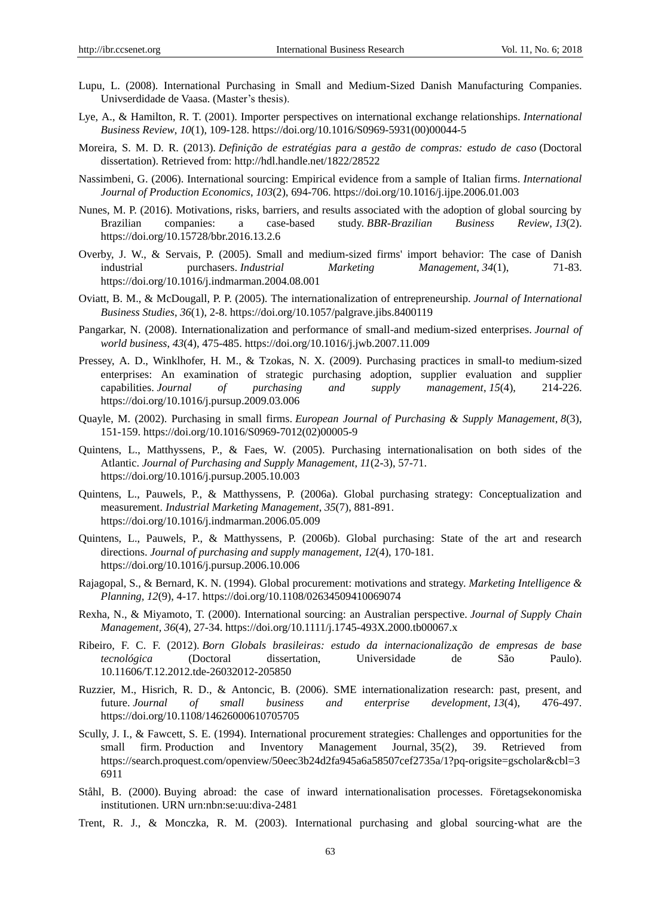Lupu, L. (2008). International Purchasing in Small and Medium-Sized Danish Manufacturing Companies. Univserdidade de Vaasa. (Master's thesis).

Lye, A., & Hamilton, R. T. (2001). Importer perspectives on international exchange relationships. *International Business Review, 10*(1), 109-128. https://doi.org/10.1016/S0969-5931(00)00044-5

Moreira, S. M. D. R. (2013). *Definição de estratégias para a gestão de compras: estudo de caso* (Doctoral dissertation). Retrieved from: http://hdl.handle.net/1822/28522

Nassimbeni, G. (2006). International sourcing: Empirical evidence from a sample of Italian firms. *International Journal of Production Economics*, *103*(2), 694-706. https://doi.org/10.1016/j.ijpe.2006.01.003

Nunes, M. P. (2016). Motivations, risks, barriers, and results associated with the adoption of global sourcing by Brazilian companies: a case-based study. *BBR-Brazilian Business Review*, *13*(2). https://doi.org/10.15728/bbr.2016.13.2.6

Overby, J. W., & Servais, P. (2005). Small and medium-sized firms' import behavior: The case of Danish industrial purchasers. *Industrial Marketing Management*, *34*(1), 71-83. https://doi.org/10.1016/j.indmarman.2004.08.001

Oviatt, B. M., & McDougall, P. P. (2005). The internationalization of entrepreneurship. *Journal of International Business Studies*, *36*(1), 2-8. https://doi.org/10.1057/palgrave.jibs.8400119

Pangarkar, N. (2008). Internationalization and performance of small-and medium-sized enterprises. *Journal of world business*, *43*(4), 475-485. https://doi.org/10.1016/j.jwb.2007.11.009

Pressey, A. D., Winklhofer, H. M., & Tzokas, N. X. (2009). Purchasing practices in small-to medium-sized enterprises: An examination of strategic purchasing adoption, supplier evaluation and supplier capabilities. *Journal of purchasing and supply management*, *15*(4), 214-226. https://doi.org/10.1016/j.pursup.2009.03.006

Quayle, M. (2002). Purchasing in small firms. *European Journal of Purchasing & Supply Management*, *8*(3), 151-159. https://doi.org/10.1016/S0969-7012(02)00005-9

Quintens, L., Matthyssens, P., & Faes, W. (2005). Purchasing internationalisation on both sides of the Atlantic. *Journal of Purchasing and Supply Management*, *11*(2-3), 57-71. https://doi.org/10.1016/j.pursup.2005.10.003

Quintens, L., Pauwels, P., & Matthyssens, P. (2006a). Global purchasing strategy: Conceptualization and measurement. *Industrial Marketing Management*, *35*(7), 881-891. https://doi.org/10.1016/j.indmarman.2006.05.009

Quintens, L., Pauwels, P., & Matthyssens, P. (2006b). Global purchasing: State of the art and research directions. *Journal of purchasing and supply management, 12*(4), 170-181. https://doi.org/10.1016/j.pursup.2006.10.006

Rajagopal, S., & Bernard, K. N. (1994). Global procurement: motivations and strategy. *Marketing Intelligence & Planning*, *12*(9), 4-17. https://doi.org/10.1108/02634509410069074

Rexha, N., & Miyamoto, T. (2000). International sourcing: an Australian perspective. *Journal of Supply Chain Management*, *36*(4), 27-34. https://doi.org/10.1111/j.1745-493X.2000.tb00067.x

Ribeiro, F. C. F. (2012). *Born Globals brasileiras: estudo da internacionalização de empresas de base tecnológica* (Doctoral dissertation, Universidade de São Paulo). 10.11606/T.12.2012.tde-26032012-205850

Ruzzier, M., Hisrich, R. D., & Antoncic, B. (2006). SME internationalization research: past, present, and future. *Journal of small business and enterprise development*, *13*(4), 476-497. https://doi.org/10.1108/14626000610705705

Scully, J. I., & Fawcett, S. E. (1994). International procurement strategies: Challenges and opportunities for the small firm. Production and Inventory Management Journal, 35(2), 39. Retrieved from https://search.proquest.com/openview/50eec3b24d2fa945a6a58507cef2735a/1?pq-origsite=gscholar&cbl=36911

Ståhl, B. (2000). Buying abroad: the case of inward internationalisation processes. Företagsekonomiska institutionen. URN urn:nbn:se:uu:diva-2481

Trent, R. J., & Monczka, R. M. (2003). International purchasing and global sourcing-what are the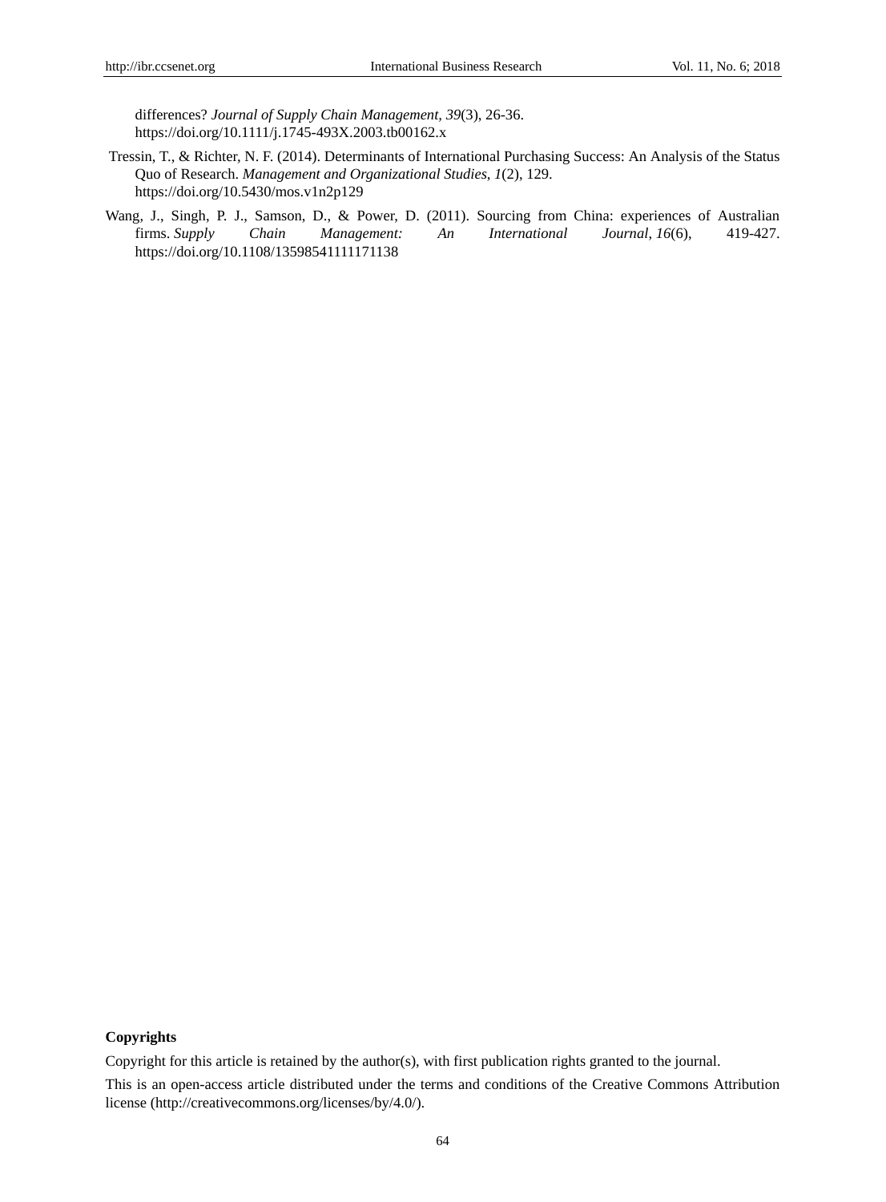differences? *Journal of Supply Chain Management, 39*(3), 26-36. https://doi.org/10.1111/j.1745-493X.2003.tb00162.x

Tressin, T., & Richter, N. F. (2014). Determinants of International Purchasing Success: An Analysis of the Status Quo of Research. *Management and Organizational Studies*, *1*(2), 129. https://doi.org/10.5430/mos.v1n2p129

Wang, J., Singh, P. J., Samson, D., & Power, D. (2011). Sourcing from China: experiences of Australian firms. *Supply Chain Management: An International Journal*, *16*(6), 419-427. https://doi.org/10.1108/13598541111171138

**Copyrights**

Copyright for this article is retained by the author(s), with first publication rights granted to the journal.

This is an open-access article distributed under the terms and conditions of the Creative Commons Attribution license (http://creativecommons.org/licenses/by/4.0/).